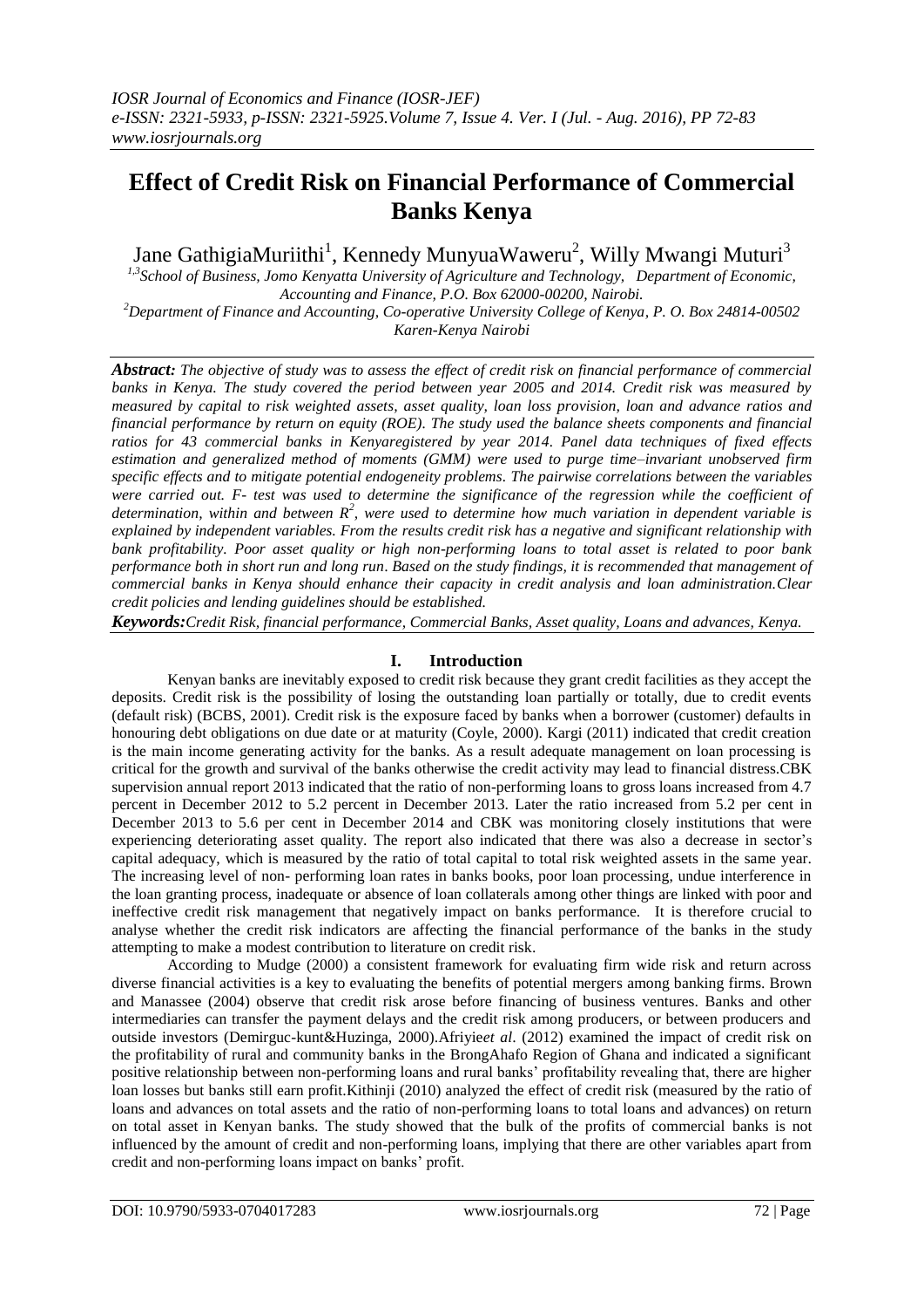# Effect of Credit Risk on Financial Performance of Commercial Banks Kenya

Jane GathigiaMuriithi[1], Kennedy MunyuaWaweru[2], Willy Mwangi Muturi[3]

*[1,3]School of Business, Jomo Kenyatta University of Agriculture and Technology, Department of Economic, Accounting and Finance, P.O. Box 62000-00200, Nairobi.*
*[2]Department of Finance and Accounting, Co-operative University College of Kenya, P. O. Box 24814-00502 Karen-Kenya Nairobi*

***Abstract:*** *The objective of study was to assess the effect of credit risk on financial performance of commercial banks in Kenya. The study covered the period between year 2005 and 2014. Credit risk was measured by measured by capital to risk weighted assets, asset quality, loan loss provision, loan and advance ratios and financial performance by return on equity (ROE). The study used the balance sheets components and financial ratios for 43 commercial banks in Kenyaregistered by year 2014. Panel data techniques of fixed effects estimation and generalized method of moments (GMM) were used to purge time–invariant unobserved firm specific effects and to mitigate potential endogeneity problems. The pairwise correlations between the variables were carried out. F- test was used to determine the significance of the regression while the coefficient of determination, within and between $R^2$, were used to determine how much variation in dependent variable is explained by independent variables. From the results credit risk has a negative and significant relationship with bank profitability. Poor asset quality or high non-performing loans to total asset is related to poor bank performance both in short run and long run. Based on the study findings, it is recommended that management of commercial banks in Kenya should enhance their capacity in credit analysis and loan administration.Clear credit policies and lending guidelines should be established.*

***Keywords:*** *Credit Risk, financial performance, Commercial Banks, Asset quality, Loans and advances, Kenya.*

## I. Introduction

Kenyan banks are inevitably exposed to credit risk because they grant credit facilities as they accept the deposits. Credit risk is the possibility of losing the outstanding loan partially or totally, due to credit events (default risk) (BCBS, 2001). Credit risk is the exposure faced by banks when a borrower (customer) defaults in honouring debt obligations on due date or at maturity (Coyle, 2000). Kargi (2011) indicated that credit creation is the main income generating activity for the banks. As a result adequate management on loan processing is critical for the growth and survival of the banks otherwise the credit activity may lead to financial distress.CBK supervision annual report 2013 indicated that the ratio of non-performing loans to gross loans increased from 4.7 percent in December 2012 to 5.2 percent in December 2013. Later the ratio increased from 5.2 per cent in December 2013 to 5.6 per cent in December 2014 and CBK was monitoring closely institutions that were experiencing deteriorating asset quality. The report also indicated that there was also a decrease in sector's capital adequacy, which is measured by the ratio of total capital to total risk weighted assets in the same year. The increasing level of non- performing loan rates in banks books, poor loan processing, undue interference in the loan granting process, inadequate or absence of loan collaterals among other things are linked with poor and ineffective credit risk management that negatively impact on banks performance. It is therefore crucial to analyse whether the credit risk indicators are affecting the financial performance of the banks in the study attempting to make a modest contribution to literature on credit risk.

According to Mudge (2000) a consistent framework for evaluating firm wide risk and return across diverse financial activities is a key to evaluating the benefits of potential mergers among banking firms. Brown and Manassee (2004) observe that credit risk arose before financing of business ventures. Banks and other intermediaries can transfer the payment delays and the credit risk among producers, or between producers and outside investors (Demirguc-kunt&Huzinga, 2000).Afriyie*et al*. (2012) examined the impact of credit risk on the profitability of rural and community banks in the BrongAhafo Region of Ghana and indicated a significant positive relationship between non-performing loans and rural banks' profitability revealing that, there are higher loan losses but banks still earn profit.Kithinji (2010) analyzed the effect of credit risk (measured by the ratio of loans and advances on total assets and the ratio of non-performing loans to total loans and advances) on return on total asset in Kenyan banks. The study showed that the bulk of the profits of commercial banks is not influenced by the amount of credit and non-performing loans, implying that there are other variables apart from credit and non-performing loans impact on banks' profit.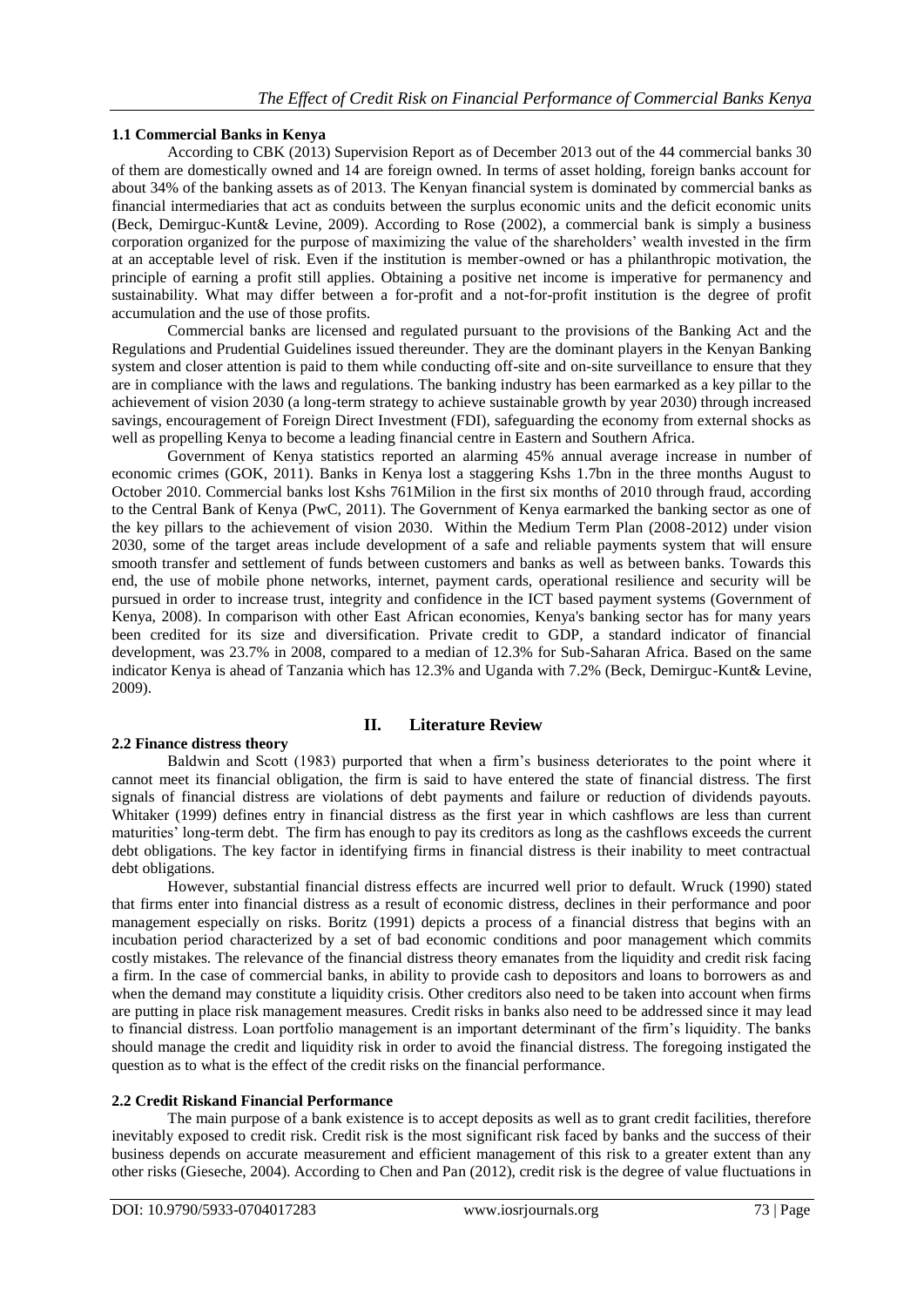### 1.1 Commercial Banks in Kenya

According to CBK (2013) Supervision Report as of December 2013 out of the 44 commercial banks 30 of them are domestically owned and 14 are foreign owned. In terms of asset holding, foreign banks account for about 34% of the banking assets as of 2013. The Kenyan financial system is dominated by commercial banks as financial intermediaries that act as conduits between the surplus economic units and the deficit economic units (Beck, Demirguc-Kunt& Levine, 2009). According to Rose (2002), a commercial bank is simply a business corporation organized for the purpose of maximizing the value of the shareholders' wealth invested in the firm at an acceptable level of risk. Even if the institution is member-owned or has a philanthropic motivation, the principle of earning a profit still applies. Obtaining a positive net income is imperative for permanency and sustainability. What may differ between a for-profit and a not-for-profit institution is the degree of profit accumulation and the use of those profits.

Commercial banks are licensed and regulated pursuant to the provisions of the Banking Act and the Regulations and Prudential Guidelines issued thereunder. They are the dominant players in the Kenyan Banking system and closer attention is paid to them while conducting off-site and on-site surveillance to ensure that they are in compliance with the laws and regulations. The banking industry has been earmarked as a key pillar to the achievement of vision 2030 (a long-term strategy to achieve sustainable growth by year 2030) through increased savings, encouragement of Foreign Direct Investment (FDI), safeguarding the economy from external shocks as well as propelling Kenya to become a leading financial centre in Eastern and Southern Africa.

Government of Kenya statistics reported an alarming 45% annual average increase in number of economic crimes (GOK, 2011). Banks in Kenya lost a staggering Kshs 1.7bn in the three months August to October 2010. Commercial banks lost Kshs 761Milion in the first six months of 2010 through fraud, according to the Central Bank of Kenya (PwC, 2011). The Government of Kenya earmarked the banking sector as one of the key pillars to the achievement of vision 2030. Within the Medium Term Plan (2008-2012) under vision 2030, some of the target areas include development of a safe and reliable payments system that will ensure smooth transfer and settlement of funds between customers and banks as well as between banks. Towards this end, the use of mobile phone networks, internet, payment cards, operational resilience and security will be pursued in order to increase trust, integrity and confidence in the ICT based payment systems (Government of Kenya, 2008). In comparison with other East African economies, Kenya's banking sector has for many years been credited for its size and diversification. Private credit to GDP, a standard indicator of financial development, was 23.7% in 2008, compared to a median of 12.3% for Sub-Saharan Africa. Based on the same indicator Kenya is ahead of Tanzania which has 12.3% and Uganda with 7.2% (Beck, Demirguc-Kunt& Levine, 2009).

## II. Literature Review

### 2.2 Finance distress theory

Baldwin and Scott (1983) purported that when a firm's business deteriorates to the point where it cannot meet its financial obligation, the firm is said to have entered the state of financial distress. The first signals of financial distress are violations of debt payments and failure or reduction of dividends payouts. Whitaker (1999) defines entry in financial distress as the first year in which cashflows are less than current maturities' long-term debt. The firm has enough to pay its creditors as long as the cashflows exceeds the current debt obligations. The key factor in identifying firms in financial distress is their inability to meet contractual debt obligations.

However, substantial financial distress effects are incurred well prior to default. Wruck (1990) stated that firms enter into financial distress as a result of economic distress, declines in their performance and poor management especially on risks. Boritz (1991) depicts a process of a financial distress that begins with an incubation period characterized by a set of bad economic conditions and poor management which commits costly mistakes. The relevance of the financial distress theory emanates from the liquidity and credit risk facing a firm. In the case of commercial banks, in ability to provide cash to depositors and loans to borrowers as and when the demand may constitute a liquidity crisis. Other creditors also need to be taken into account when firms are putting in place risk management measures. Credit risks in banks also need to be addressed since it may lead to financial distress. Loan portfolio management is an important determinant of the firm's liquidity. The banks should manage the credit and liquidity risk in order to avoid the financial distress. The foregoing instigated the question as to what is the effect of the credit risks on the financial performance.

### 2.2 Credit Riskand Financial Performance

The main purpose of a bank existence is to accept deposits as well as to grant credit facilities, therefore inevitably exposed to credit risk. Credit risk is the most significant risk faced by banks and the success of their business depends on accurate measurement and efficient management of this risk to a greater extent than any other risks (Gieseche, 2004). According to Chen and Pan (2012), credit risk is the degree of value fluctuations in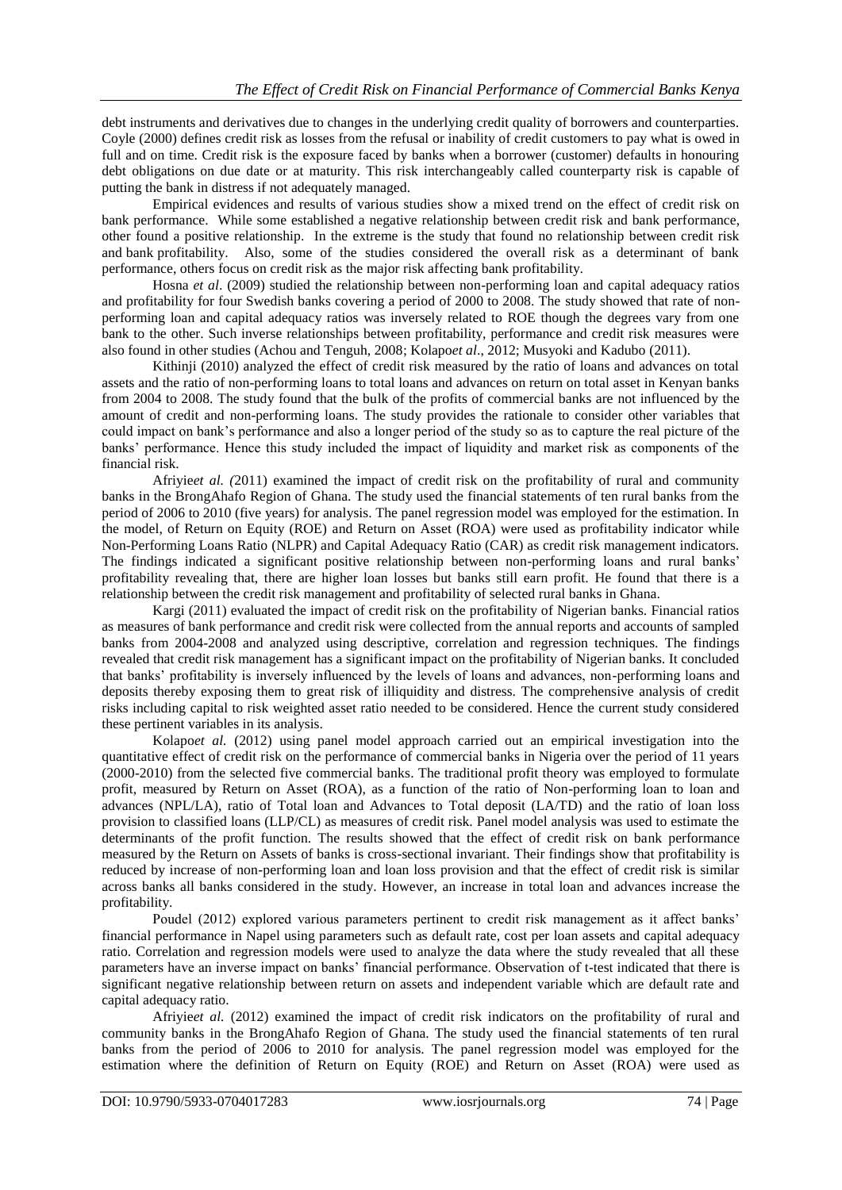debt instruments and derivatives due to changes in the underlying credit quality of borrowers and counterparties. Coyle (2000) defines credit risk as losses from the refusal or inability of credit customers to pay what is owed in full and on time. Credit risk is the exposure faced by banks when a borrower (customer) defaults in honouring debt obligations on due date or at maturity. This risk interchangeably called counterparty risk is capable of putting the bank in distress if not adequately managed.

Empirical evidences and results of various studies show a mixed trend on the effect of credit risk on bank performance. While some established a negative relationship between credit risk and bank performance, other found a positive relationship. In the extreme is the study that found no relationship between credit risk and bank profitability. Also, some of the studies considered the overall risk as a determinant of bank performance, others focus on credit risk as the major risk affecting bank profitability.

Hosna *et al*. (2009) studied the relationship between non-performing loan and capital adequacy ratios and profitability for four Swedish banks covering a period of 2000 to 2008. The study showed that rate of non-performing loan and capital adequacy ratios was inversely related to ROE though the degrees vary from one bank to the other. Such inverse relationships between profitability, performance and credit risk measures were also found in other studies (Achou and Tenguh, 2008; Kolapo*et al*., 2012; Musyoki and Kadubo (2011).

Kithinji (2010) analyzed the effect of credit risk measured by the ratio of loans and advances on total assets and the ratio of non-performing loans to total loans and advances on return on total asset in Kenyan banks from 2004 to 2008. The study found that the bulk of the profits of commercial banks are not influenced by the amount of credit and non-performing loans. The study provides the rationale to consider other variables that could impact on bank's performance and also a longer period of the study so as to capture the real picture of the banks' performance. Hence this study included the impact of liquidity and market risk as components of the financial risk.

Afriyie*et al. (*2011) examined the impact of credit risk on the profitability of rural and community banks in the BrongAhafo Region of Ghana. The study used the financial statements of ten rural banks from the period of 2006 to 2010 (five years) for analysis. The panel regression model was employed for the estimation. In the model, of Return on Equity (ROE) and Return on Asset (ROA) were used as profitability indicator while Non-Performing Loans Ratio (NLPR) and Capital Adequacy Ratio (CAR) as credit risk management indicators. The findings indicated a significant positive relationship between non-performing loans and rural banks' profitability revealing that, there are higher loan losses but banks still earn profit. He found that there is a relationship between the credit risk management and profitability of selected rural banks in Ghana.

Kargi (2011) evaluated the impact of credit risk on the profitability of Nigerian banks. Financial ratios as measures of bank performance and credit risk were collected from the annual reports and accounts of sampled banks from 2004-2008 and analyzed using descriptive, correlation and regression techniques. The findings revealed that credit risk management has a significant impact on the profitability of Nigerian banks. It concluded that banks' profitability is inversely influenced by the levels of loans and advances, non-performing loans and deposits thereby exposing them to great risk of illiquidity and distress. The comprehensive analysis of credit risks including capital to risk weighted asset ratio needed to be considered. Hence the current study considered these pertinent variables in its analysis.

Kolapo*et al.* (2012) using panel model approach carried out an empirical investigation into the quantitative effect of credit risk on the performance of commercial banks in Nigeria over the period of 11 years (2000-2010) from the selected five commercial banks. The traditional profit theory was employed to formulate profit, measured by Return on Asset (ROA), as a function of the ratio of Non-performing loan to loan and advances (NPL/LA), ratio of Total loan and Advances to Total deposit (LA/TD) and the ratio of loan loss provision to classified loans (LLP/CL) as measures of credit risk. Panel model analysis was used to estimate the determinants of the profit function. The results showed that the effect of credit risk on bank performance measured by the Return on Assets of banks is cross-sectional invariant. Their findings show that profitability is reduced by increase of non-performing loan and loan loss provision and that the effect of credit risk is similar across banks all banks considered in the study. However, an increase in total loan and advances increase the profitability.

Poudel (2012) explored various parameters pertinent to credit risk management as it affect banks' financial performance in Napel using parameters such as default rate, cost per loan assets and capital adequacy ratio. Correlation and regression models were used to analyze the data where the study revealed that all these parameters have an inverse impact on banks' financial performance. Observation of t-test indicated that there is significant negative relationship between return on assets and independent variable which are default rate and capital adequacy ratio.

Afriyie*et al.* (2012) examined the impact of credit risk indicators on the profitability of rural and community banks in the BrongAhafo Region of Ghana. The study used the financial statements of ten rural banks from the period of 2006 to 2010 for analysis. The panel regression model was employed for the estimation where the definition of Return on Equity (ROE) and Return on Asset (ROA) were used as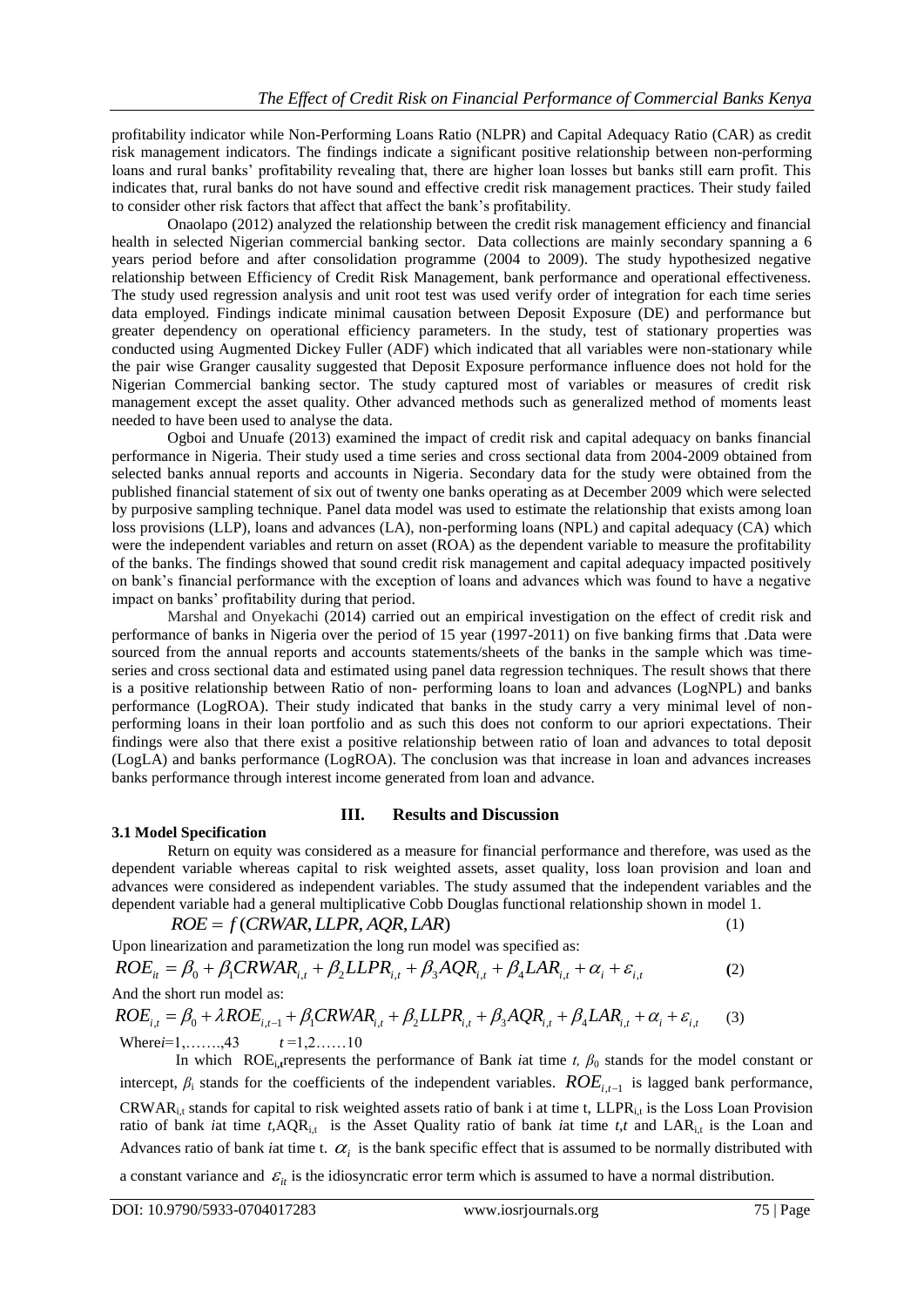profitability indicator while Non-Performing Loans Ratio (NLPR) and Capital Adequacy Ratio (CAR) as credit risk management indicators. The findings indicate a significant positive relationship between non-performing loans and rural banks' profitability revealing that, there are higher loan losses but banks still earn profit. This indicates that, rural banks do not have sound and effective credit risk management practices. Their study failed to consider other risk factors that affect that affect the bank's profitability.

Onaolapo (2012) analyzed the relationship between the credit risk management efficiency and financial health in selected Nigerian commercial banking sector. Data collections are mainly secondary spanning a 6 years period before and after consolidation programme (2004 to 2009). The study hypothesized negative relationship between Efficiency of Credit Risk Management, bank performance and operational effectiveness. The study used regression analysis and unit root test was used verify order of integration for each time series data employed. Findings indicate minimal causation between Deposit Exposure (DE) and performance but greater dependency on operational efficiency parameters. In the study, test of stationary properties was conducted using Augmented Dickey Fuller (ADF) which indicated that all variables were non-stationary while the pair wise Granger causality suggested that Deposit Exposure performance influence does not hold for the Nigerian Commercial banking sector. The study captured most of variables or measures of credit risk management except the asset quality. Other advanced methods such as generalized method of moments least needed to have been used to analyse the data.

Ogboi and Unuafe (2013) examined the impact of credit risk and capital adequacy on banks financial performance in Nigeria. Their study used a time series and cross sectional data from 2004-2009 obtained from selected banks annual reports and accounts in Nigeria. Secondary data for the study were obtained from the published financial statement of six out of twenty one banks operating as at December 2009 which were selected by purposive sampling technique. Panel data model was used to estimate the relationship that exists among loan loss provisions (LLP), loans and advances (LA), non-performing loans (NPL) and capital adequacy (CA) which were the independent variables and return on asset (ROA) as the dependent variable to measure the profitability of the banks. The findings showed that sound credit risk management and capital adequacy impacted positively on bank's financial performance with the exception of loans and advances which was found to have a negative impact on banks' profitability during that period.

Marshal and Onyekachi (2014) carried out an empirical investigation on the effect of credit risk and performance of banks in Nigeria over the period of 15 year (1997-2011) on five banking firms that .Data were sourced from the annual reports and accounts statements/sheets of the banks in the sample which was time-series and cross sectional data and estimated using panel data regression techniques. The result shows that there is a positive relationship between Ratio of non- performing loans to loan and advances (LogNPL) and banks performance (LogROA). Their study indicated that banks in the study carry a very minimal level of non-performing loans in their loan portfolio and as such this does not conform to our apriori expectations. Their findings were also that there exist a positive relationship between ratio of loan and advances to total deposit (LogLA) and banks performance (LogROA). The conclusion was that increase in loan and advances increases banks performance through interest income generated from loan and advance.

## III. Results and Discussion

### 3.1 Model Specification

Return on equity was considered as a measure for financial performance and therefore, was used as the dependent variable whereas capital to risk weighted assets, asset quality, loss loan provision and loan and advances were considered as independent variables. The study assumed that the independent variables and the dependent variable had a general multiplicative Cobb Douglas functional relationship shown in model 1.

$$ROE = f(CRWAR, LLPR, AQR, LAR) \qquad (1)$$

Upon linearization and parametization the long run model was specified as:

$$ROE_{it} = \beta_0 + \beta_1 CRWAR_{i,t} + \beta_2 LLPR_{i,t} + \beta_3 AQR_{i,t} + \beta_4 LAR_{i,t} + \alpha_i + \varepsilon_{i,t} \qquad (2)$$

And the short run model as:

$$ROE_{i,t} = \beta_0 + \lambda ROE_{i,t-1} + \beta_1 CRWAR_{i,t} + \beta_2 LLPR_{i,t} + \beta_3 AQR_{i,t} + \beta_4 LAR_{i,t} + \alpha_i + \varepsilon_{i,t} \qquad (3)$$

Where$i$=1,…….,43 $\quad t$=1,2……10

In which $ROE_{i,t}$represents the performance of Bank *i*at time *t,* $\beta_0$ stands for the model constant or intercept, $\beta_i$ stands for the coefficients of the independent variables. $ROE_{i,t-1}$ is lagged bank performance, $CRWAR_{i,t}$ stands for capital to risk weighted assets ratio of bank i at time t, $LLPR_{i,t}$ is the Loss Loan Provision ratio of bank *i*at time *t*,$AQR_{i,t}$ is the Asset Quality ratio of bank *i*at time *t,t* and $LAR_{i,t}$ is the Loan and Advances ratio of bank *i*at time t. $\alpha_i$ is the bank specific effect that is assumed to be normally distributed with a constant variance and $\varepsilon_{it}$ is the idiosyncratic error term which is assumed to have a normal distribution.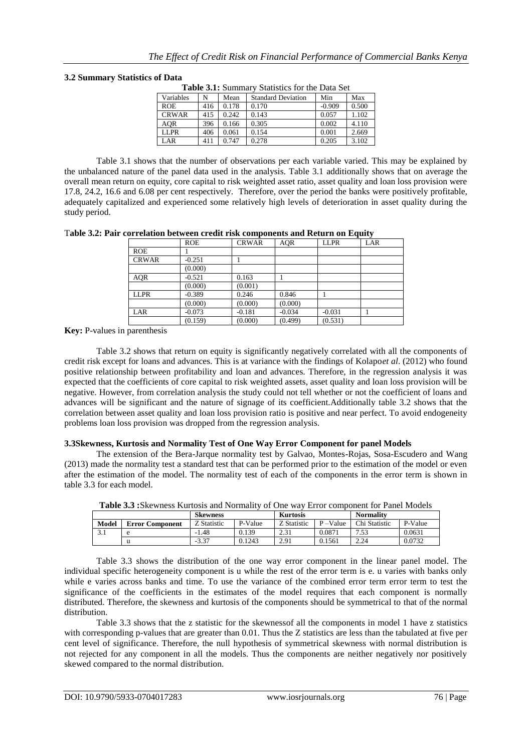### 3.2 Summary Statistics of Data

**Table 3.1:** Summary Statistics for the Data Set

| Variables | N | Mean | Standard Deviation | Min | Max |
|---|---|---|---|---|---|
| ROE | 416 | 0.178 | 0.170 | -0.909 | 0.500 |
| CRWAR | 415 | 0.242 | 0.143 | 0.057 | 1.102 |
| AQR | 396 | 0.166 | 0.305 | 0.002 | 4.110 |
| LLPR | 406 | 0.061 | 0.154 | 0.001 | 2.669 |
| LAR | 411 | 0.747 | 0.278 | 0.205 | 3.102 |

Table 3.1 shows that the number of observations per each variable varied. This may be explained by the unbalanced nature of the panel data used in the analysis. Table 3.1 additionally shows that on average the overall mean return on equity, core capital to risk weighted asset ratio, asset quality and loan loss provision were 17.8, 24.2, 16.6 and 6.08 per cent respectively. Therefore, over the period the banks were positively profitable, adequately capitalized and experienced some relatively high levels of deterioration in asset quality during the study period.

**Table 3.2: Pair correlation between credit risk components and Return on Equity**

| | ROE | CRWAR | AQR | LLPR | LAR |
|---|---|---|---|---|---|
| ROE | 1 | | | | |
| CRWAR | -0.251 | 1 | | | |
| | (0.000) | | | | |
| AQR | -0.521 | 0.163 | 1 | | |
| | (0.000) | (0.001) | | | |
| LLPR | -0.389 | 0.246 | 0.846 | 1 | |
| | (0.000) | (0.000) | (0.000) | | |
| LAR | -0.073 | -0.181 | -0.034 | -0.031 | 1 |
| | (0.159) | (0.000) | (0.499) | (0.531) | |

**Key:** P-values in parenthesis

Table 3.2 shows that return on equity is significantly negatively correlated with all the components of credit risk except for loans and advances. This is at variance with the findings of Kolapo*et al*. (2012) who found positive relationship between profitability and loan and advances. Therefore, in the regression analysis it was expected that the coefficients of core capital to risk weighted assets, asset quality and loan loss provision will be negative. However, from correlation analysis the study could not tell whether or not the coefficient of loans and advances will be significant and the nature of signage of its coefficient.Additionally table 3.2 shows that the correlation between asset quality and loan loss provision ratio is positive and near perfect. To avoid endogeneity problems loan loss provision was dropped from the regression analysis.

### 3.3Skewness, Kurtosis and Normality Test of One Way Error Component for panel Models

The extension of the Bera-Jarque normality test by Galvao, Montes-Rojas, Sosa-Escudero and Wang (2013) made the normality test a standard test that can be performed prior to the estimation of the model or even after the estimation of the model. The normality test of each of the components in the error term is shown in table 3.3 for each model.

**Table 3.3 :**Skewness Kurtosis and Normality of One way Error component for Panel Models

| | | **Skewness** | | **Kurtosis** | | **Normality** | |
|---|---|---|---|---|---|---|---|
| **Model** | **Error Component** | Z Statistic | P-Value | Z Statistic | P –Value | Chi Statistic | P-Value |
| 3.1 | e | -1.48 | 0.139 | 2.31 | 0.0871 | 7.53 | 0.0631 |
| | u | -3.37 | 0.1243 | 2.91 | 0.1561 | 2.24 | 0.0732 |

Table 3.3 shows the distribution of the one way error component in the linear panel model. The individual specific heterogeneity component is u while the rest of the error term is e. u varies with banks only while e varies across banks and time. To use the variance of the combined error term error term to test the significance of the coefficients in the estimates of the model requires that each component is normally distributed. Therefore, the skewness and kurtosis of the components should be symmetrical to that of the normal distribution.

Table 3.3 shows that the z statistic for the skewnessof all the components in model 1 have z statistics with corresponding p-values that are greater than 0.01. Thus the Z statistics are less than the tabulated at five per cent level of significance. Therefore, the null hypothesis of symmetrical skewness with normal distribution is not rejected for any component in all the models. Thus the components are neither negatively nor positively skewed compared to the normal distribution.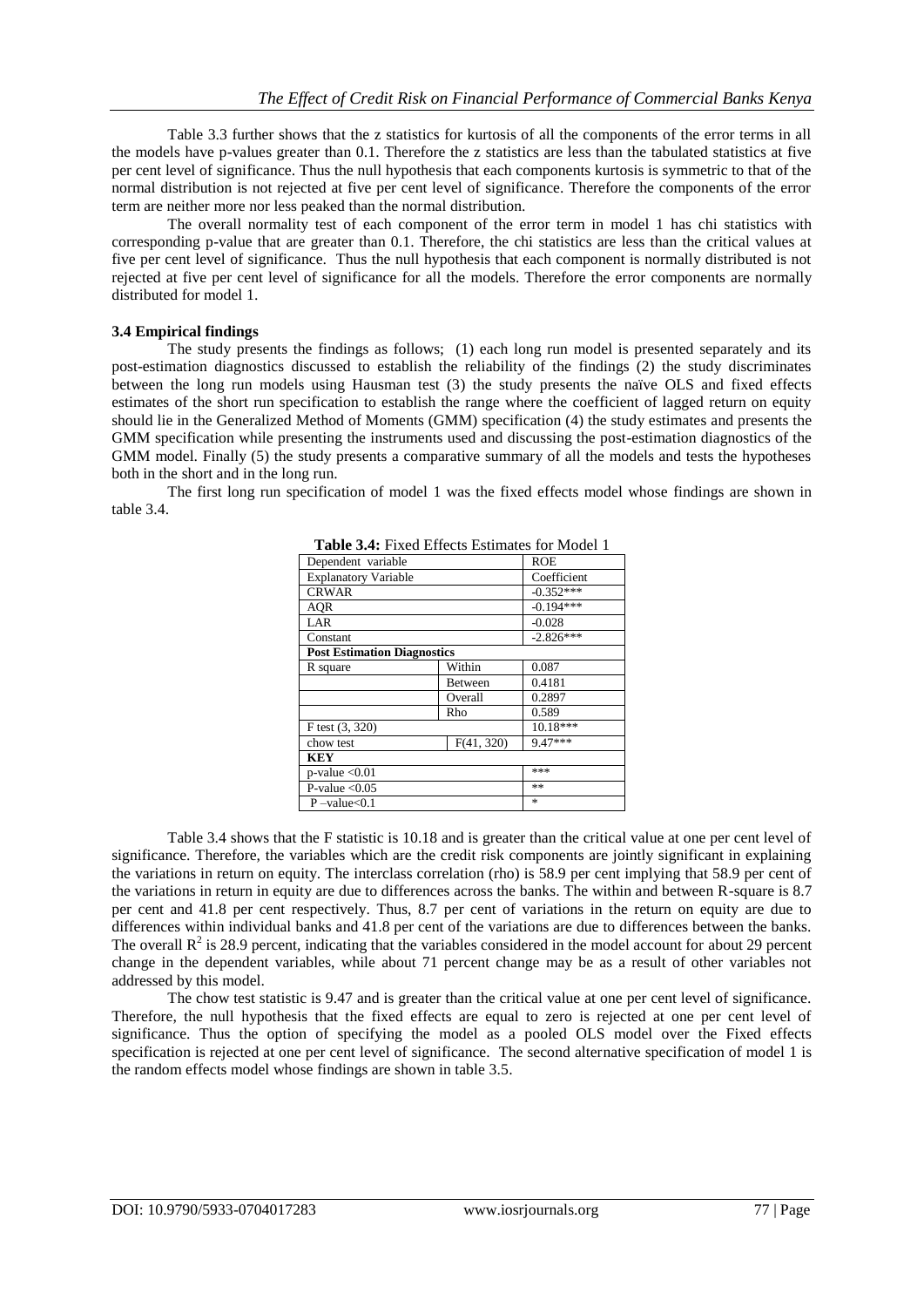Table 3.3 further shows that the z statistics for kurtosis of all the components of the error terms in all the models have p-values greater than 0.1. Therefore the z statistics are less than the tabulated statistics at five per cent level of significance. Thus the null hypothesis that each components kurtosis is symmetric to that of the normal distribution is not rejected at five per cent level of significance. Therefore the components of the error term are neither more nor less peaked than the normal distribution.

The overall normality test of each component of the error term in model 1 has chi statistics with corresponding p-value that are greater than 0.1. Therefore, the chi statistics are less than the critical values at five per cent level of significance. Thus the null hypothesis that each component is normally distributed is not rejected at five per cent level of significance for all the models. Therefore the error components are normally distributed for model 1.

### 3.4 Empirical findings

The study presents the findings as follows; (1) each long run model is presented separately and its post-estimation diagnostics discussed to establish the reliability of the findings (2) the study discriminates between the long run models using Hausman test (3) the study presents the naïve OLS and fixed effects estimates of the short run specification to establish the range where the coefficient of lagged return on equity should lie in the Generalized Method of Moments (GMM) specification (4) the study estimates and presents the GMM specification while presenting the instruments used and discussing the post-estimation diagnostics of the GMM model. Finally (5) the study presents a comparative summary of all the models and tests the hypotheses both in the short and in the long run.

The first long run specification of model 1 was the fixed effects model whose findings are shown in table 3.4.

**Table 3.4:** Fixed Effects Estimates for Model 1

| Dependent variable | | ROE |
|---|---|---|
| Explanatory Variable | | Coefficient |
| CRWAR | | -0.352*** |
| AQR | | -0.194*** |
| LAR | | -0.028 |
| Constant | | -2.826*** |
| **Post Estimation Diagnostics** | | |
| R square | Within | 0.087 |
| | Between | 0.4181 |
| | Overall | 0.2897 |
| | Rho | 0.589 |
| F test (3, 320) | | 10.18*** |
| chow test | F(41, 320) | 9.47*** |
| **KEY** | | |
| p-value <0.01 | | *** |
| P-value <0.05 | | ** |
| P –value<0.1 | | * |

Table 3.4 shows that the F statistic is 10.18 and is greater than the critical value at one per cent level of significance. Therefore, the variables which are the credit risk components are jointly significant in explaining the variations in return on equity. The interclass correlation (rho) is 58.9 per cent implying that 58.9 per cent of the variations in return in equity are due to differences across the banks. The within and between R-square is 8.7 per cent and 41.8 per cent respectively. Thus, 8.7 per cent of variations in the return on equity are due to differences within individual banks and 41.8 per cent of the variations are due to differences between the banks. The overall $R^2$ is 28.9 percent, indicating that the variables considered in the model account for about 29 percent change in the dependent variables, while about 71 percent change may be as a result of other variables not addressed by this model.

The chow test statistic is 9.47 and is greater than the critical value at one per cent level of significance. Therefore, the null hypothesis that the fixed effects are equal to zero is rejected at one per cent level of significance. Thus the option of specifying the model as a pooled OLS model over the Fixed effects specification is rejected at one per cent level of significance. The second alternative specification of model 1 is the random effects model whose findings are shown in table 3.5.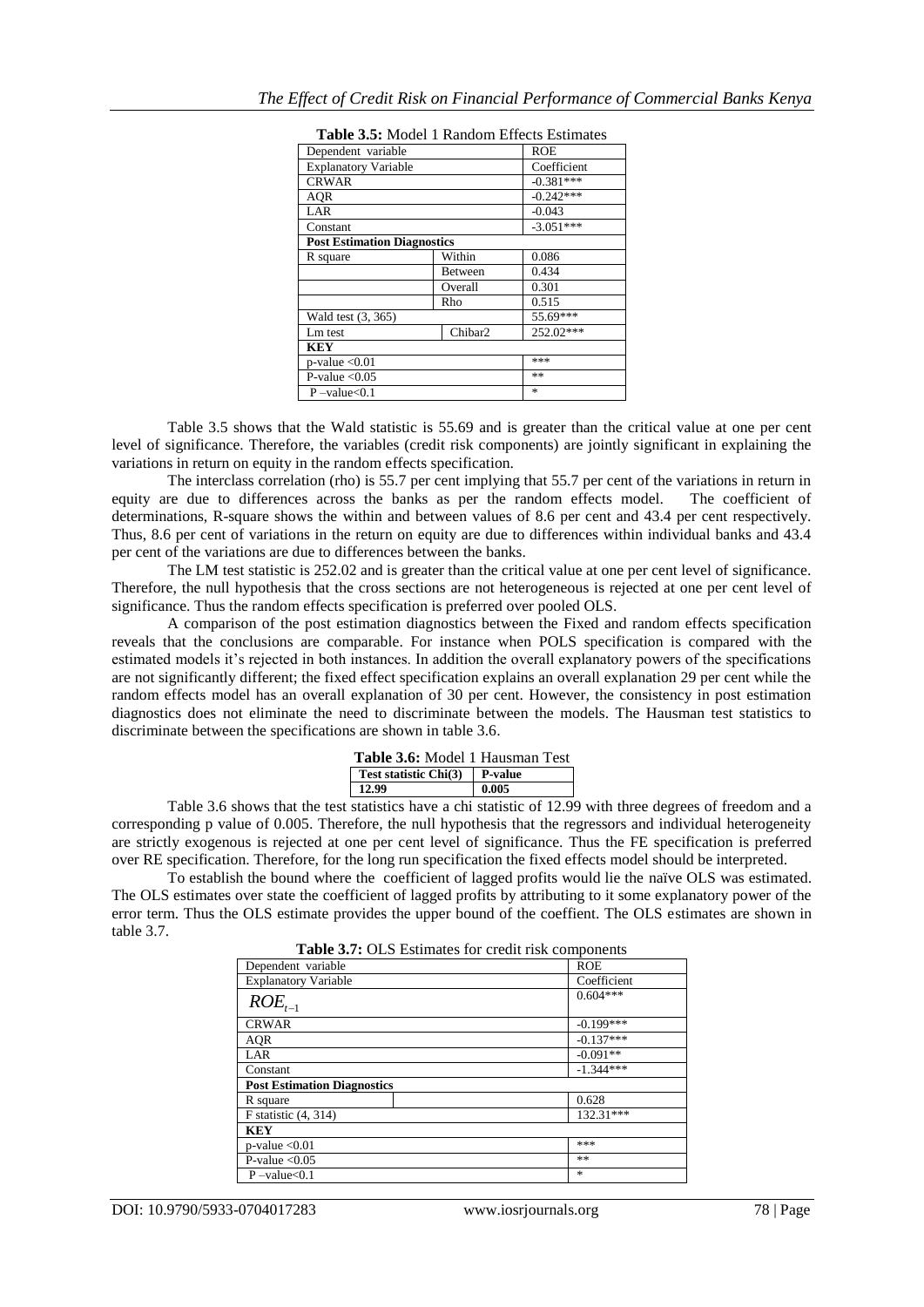**Table 3.5:** Model 1 Random Effects Estimates

| Dependent variable | | ROE |
|---|---|---|
| Explanatory Variable | | Coefficient |
| CRWAR | | -0.381*** |
| AQR | | -0.242*** |
| LAR | | -0.043 |
| Constant | | -3.051*** |
| **Post Estimation Diagnostics** | | |
| R square | Within | 0.086 |
| | Between | 0.434 |
| | Overall | 0.301 |
| | Rho | 0.515 |
| Wald test (3, 365) | | 55.69*** |
| Lm test | Chibar2 | 252.02*** |
| **KEY** | | |
| p-value <0.01 | | *** |
| P-value <0.05 | | ** |
| P –value<0.1 | | * |

Table 3.5 shows that the Wald statistic is 55.69 and is greater than the critical value at one per cent level of significance. Therefore, the variables (credit risk components) are jointly significant in explaining the variations in return on equity in the random effects specification.

The interclass correlation (rho) is 55.7 per cent implying that 55.7 per cent of the variations in return in equity are due to differences across the banks as per the random effects model. The coefficient of determinations, R-square shows the within and between values of 8.6 per cent and 43.4 per cent respectively. Thus, 8.6 per cent of variations in the return on equity are due to differences within individual banks and 43.4 per cent of the variations are due to differences between the banks.

The LM test statistic is 252.02 and is greater than the critical value at one per cent level of significance. Therefore, the null hypothesis that the cross sections are not heterogeneous is rejected at one per cent level of significance. Thus the random effects specification is preferred over pooled OLS.

A comparison of the post estimation diagnostics between the Fixed and random effects specification reveals that the conclusions are comparable. For instance when POLS specification is compared with the estimated models it's rejected in both instances. In addition the overall explanatory powers of the specifications are not significantly different; the fixed effect specification explains an overall explanation 29 per cent while the random effects model has an overall explanation of 30 per cent. However, the consistency in post estimation diagnostics does not eliminate the need to discriminate between the models. The Hausman test statistics to discriminate between the specifications are shown in table 3.6.

**Table 3.6:** Model 1 Hausman Test

| Test statistic Chi(3) | P-value |
|---|---|
| **12.99** | **0.005** |

Table 3.6 shows that the test statistics have a chi statistic of 12.99 with three degrees of freedom and a corresponding p value of 0.005. Therefore, the null hypothesis that the regressors and individual heterogeneity are strictly exogenous is rejected at one per cent level of significance. Thus the FE specification is preferred over RE specification. Therefore, for the long run specification the fixed effects model should be interpreted.

To establish the bound where the coefficient of lagged profits would lie the naïve OLS was estimated. The OLS estimates over state the coefficient of lagged profits by attributing to it some explanatory power of the error term. Thus the OLS estimate provides the upper bound of the coeffient. The OLS estimates are shown in table 3.7.

**Table 3.7:** OLS Estimates for credit risk components

| Dependent variable | | ROE |
|---|---|---|
| Explanatory Variable | | Coefficient |
| $ROE_{t-1}$ | | 0.604*** |
| CRWAR | | -0.199*** |
| AQR | | -0.137*** |
| LAR | | -0.091** |
| Constant | | -1.344*** |
| **Post Estimation Diagnostics** | | |
| R square | | 0.628 |
| F statistic (4, 314) | | 132.31*** |
| **KEY** | | |
| p-value <0.01 | | *** |
| P-value <0.05 | | ** |
| P –value<0.1 | | * |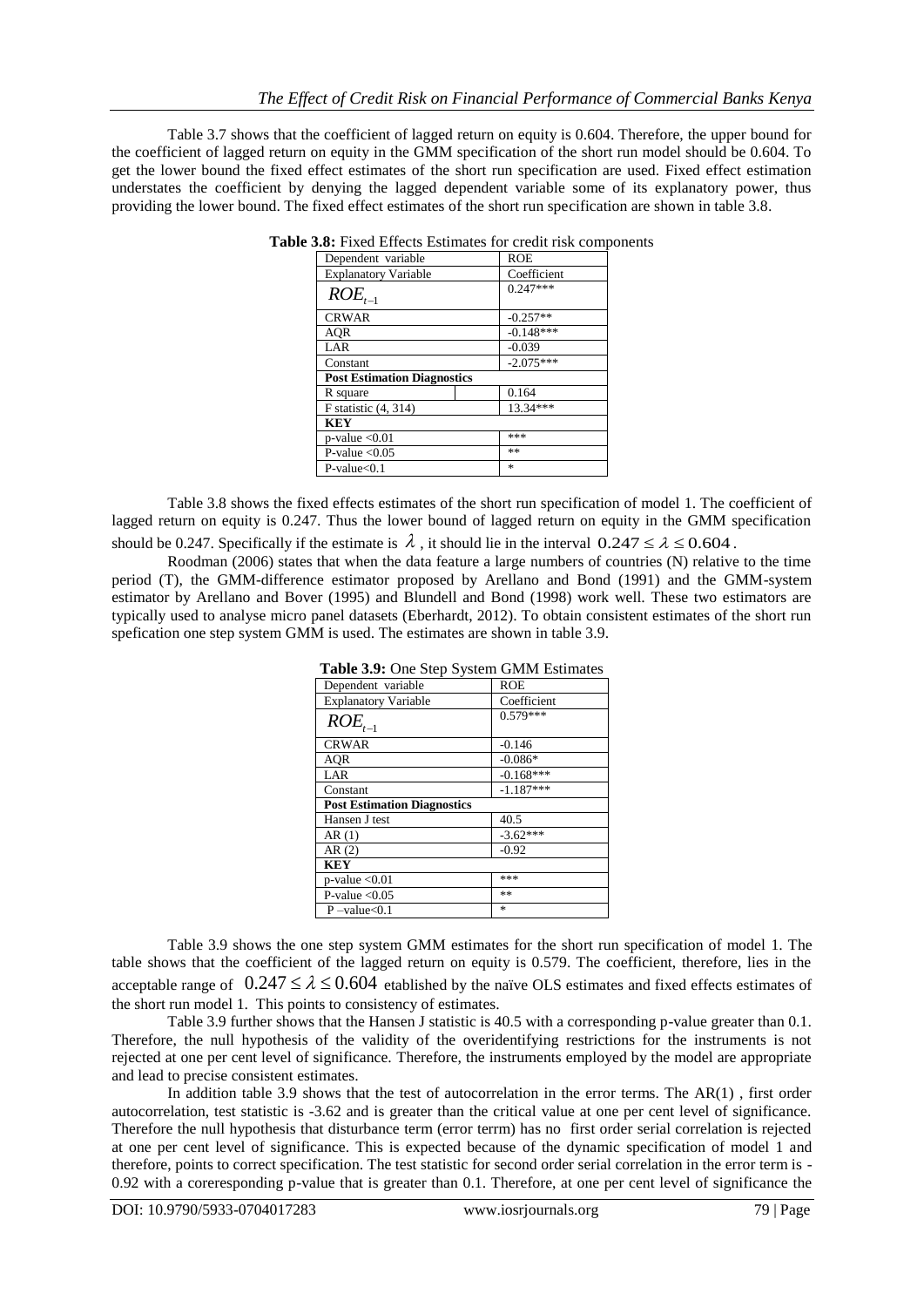Table 3.7 shows that the coefficient of lagged return on equity is 0.604. Therefore, the upper bound for the coefficient of lagged return on equity in the GMM specification of the short run model should be 0.604. To get the lower bound the fixed effect estimates of the short run specification are used. Fixed effect estimation understates the coefficient by denying the lagged dependent variable some of its explanatory power, thus providing the lower bound. The fixed effect estimates of the short run specification are shown in table 3.8.

**Table 3.8:** Fixed Effects Estimates for credit risk components

| Dependent variable | ROE |
|---|---|
| Explanatory Variable | Coefficient |
| $ROE_{t-1}$ | 0.247*** |
| CRWAR | -0.257** |
| AQR | -0.148*** |
| LAR | -0.039 |
| Constant | -2.075*** |
| **Post Estimation Diagnostics** | |
| R square | 0.164 |
| F statistic (4, 314) | 13.34*** |
| **KEY** | |
| p-value <0.01 | *** |
| P-value <0.05 | ** |
| P-value<0.1 | * |

Table 3.8 shows the fixed effects estimates of the short run specification of model 1. The coefficient of lagged return on equity is 0.247. Thus the lower bound of lagged return on equity in the GMM specification should be 0.247. Specifically if the estimate is $\lambda$ , it should lie in the interval $0.247 \leq \lambda \leq 0.604$ .

Roodman (2006) states that when the data feature a large numbers of countries (N) relative to the time period (T), the GMM-difference estimator proposed by Arellano and Bond (1991) and the GMM-system estimator by Arellano and Bover (1995) and Blundell and Bond (1998) work well. These two estimators are typically used to analyse micro panel datasets (Eberhardt, 2012). To obtain consistent estimates of the short run spefication one step system GMM is used. The estimates are shown in table 3.9.

**Table 3.9:** One Step System GMM Estimates

| Dependent variable | ROE |
|---|---|
| Explanatory Variable | Coefficient |
| $ROE_{t-1}$ | 0.579*** |
| CRWAR | -0.146 |
| AQR | -0.086* |
| LAR | -0.168*** |
| Constant | -1.187*** |
| **Post Estimation Diagnostics** | |
| Hansen J test | 40.5 |
| AR (1) | -3.62*** |
| AR (2) | -0.92 |
| **KEY** | |
| p-value <0.01 | *** |
| P-value <0.05 | ** |
| P –value<0.1 | * |

Table 3.9 shows the one step system GMM estimates for the short run specification of model 1. The table shows that the coefficient of the lagged return on equity is 0.579. The coefficient, therefore, lies in the acceptable range of $0.247 \leq \lambda \leq 0.604$ established by the naïve OLS estimates and fixed effects estimates of the short run model 1. This points to consistency of estimates.

Table 3.9 further shows that the Hansen J statistic is 40.5 with a corresponding p-value greater than 0.1. Therefore, the null hypothesis of the validity of the overidentifying restrictions for the instruments is not rejected at one per cent level of significance. Therefore, the instruments employed by the model are appropriate and lead to precise consistent estimates.

In addition table 3.9 shows that the test of autocorrelation in the error terms. The AR(1) , first order autocorrelation, test statistic is -3.62 and is greater than the critical value at one per cent level of significance. Therefore the null hypothesis that disturbance term (error terrm) has no first order serial correlation is rejected at one per cent level of significance. This is expected because of the dynamic specification of model 1 and therefore, points to correct specification. The test statistic for second order serial correlation in the error term is -0.92 with a coreresponding p-value that is greater than 0.1. Therefore, at one per cent level of significance the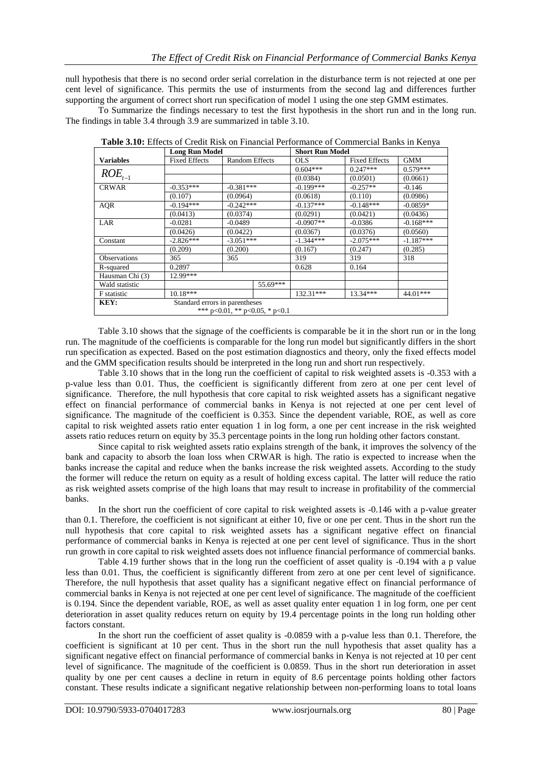null hypothesis that there is no second order serial correlation in the disturbance term is not rejected at one per cent level of significance. This permits the use of insturments from the second lag and differences further supporting the argument of correct short run specification of model 1 using the one step GMM estimates.

To Summarize the findings necessary to test the first hypothesis in the short run and in the long run. The findings in table 3.4 through 3.9 are summarized in table 3.10.

**Table 3.10:** Effects of Credit Risk on Financial Performance of Commercial Banks in Kenya

| | Long Run Model | | Short Run Model | | |
|---|---|---|---|---|---|
| **Variables** | Fixed Effects | Random Effects | OLS | Fixed Effects | GMM |
| $ROE_{t-1}$ | | | 0.604*** | 0.247*** | 0.579*** |
| | | | (0.0384) | (0.0501) | (0.0661) |
| CRWAR | -0.353*** | -0.381*** | -0.199*** | -0.257** | -0.146 |
| | (0.107) | (0.0964) | (0.0618) | (0.110) | (0.0986) |
| AQR | -0.194*** | -0.242*** | -0.137*** | -0.148*** | -0.0859* |
| | (0.0413) | (0.0374) | (0.0291) | (0.0421) | (0.0436) |
| LAR | -0.0281 | -0.0489 | -0.0907** | -0.0386 | -0.168*** |
| | (0.0426) | (0.0422) | (0.0367) | (0.0376) | (0.0560) |
| Constant | -2.826*** | -3.051*** | -1.344*** | -2.075*** | -1.187*** |
| | (0.209) | (0.200) | (0.167) | (0.247) | (0.285) |
| Observations | 365 | 365 | 319 | 319 | 318 |
| R-squared | 0.2897 | | 0.628 | 0.164 | |
| Hausman Chi (3) | 12.99*** | | | | |
| Wald statistic | | 55.69*** | | | |
| F statistic | 10.18*** | | 132.31*** | 13.34*** | 44.01*** |
| **KEY:** Standard errors in parentheses *** p<0.01, ** p<0.05, * p<0.1 | | | | | |

Table 3.10 shows that the signage of the coefficients is comparable be it in the short run or in the long run. The magnitude of the coefficients is comparable for the long run model but significantly differs in the short run specification as expected. Based on the post estimation diagnostics and theory, only the fixed effects model and the GMM specification results should be interpreted in the long run and short run respectively.

Table 3.10 shows that in the long run the coefficient of capital to risk weighted assets is -0.353 with a p-value less than 0.01. Thus, the coefficient is significantly different from zero at one per cent level of significance. Therefore, the null hypothesis that core capital to risk weighted assets has a significant negative effect on financial performance of commercial banks in Kenya is not rejected at one per cent level of significance. The magnitude of the coefficient is 0.353. Since the dependent variable, ROE, as well as core capital to risk weighted assets ratio enter equation 1 in log form, a one per cent increase in the risk weighted assets ratio reduces return on equity by 35.3 percentage points in the long run holding other factors constant.

Since capital to risk weighted assets ratio explains strength of the bank, it improves the solvency of the bank and capacity to absorb the loan loss when CRWAR is high. The ratio is expected to increase when the banks increase the capital and reduce when the banks increase the risk weighted assets. According to the study the former will reduce the return on equity as a result of holding excess capital. The latter will reduce the ratio as risk weighted assets comprise of the high loans that may result to increase in profitability of the commercial banks.

In the short run the coefficient of core capital to risk weighted assets is -0.146 with a p-value greater than 0.1. Therefore, the coefficient is not significant at either 10, five or one per cent. Thus in the short run the null hypothesis that core capital to risk weighted assets has a significant negative effect on financial performance of commercial banks in Kenya is rejected at one per cent level of significance. Thus in the short run growth in core capital to risk weighted assets does not influence financial performance of commercial banks.

Table 4.19 further shows that in the long run the coefficient of asset quality is -0.194 with a p value less than 0.01. Thus, the coefficient is significantly different from zero at one per cent level of significance. Therefore, the null hypothesis that asset quality has a significant negative effect on financial performance of commercial banks in Kenya is not rejected at one per cent level of significance. The magnitude of the coefficient is 0.194. Since the dependent variable, ROE, as well as asset quality enter equation 1 in log form, one per cent deterioration in asset quality reduces return on equity by 19.4 percentage points in the long run holding other factors constant.

In the short run the coefficient of asset quality is -0.0859 with a p-value less than 0.1. Therefore, the coefficient is significant at 10 per cent. Thus in the short run the null hypothesis that asset quality has a significant negative effect on financial performance of commercial banks in Kenya is not rejected at 10 per cent level of significance. The magnitude of the coefficient is 0.0859. Thus in the short run deterioration in asset quality by one per cent causes a decline in return in equity of 8.6 percentage points holding other factors constant. These results indicate a significant negative relationship between non-performing loans to total loans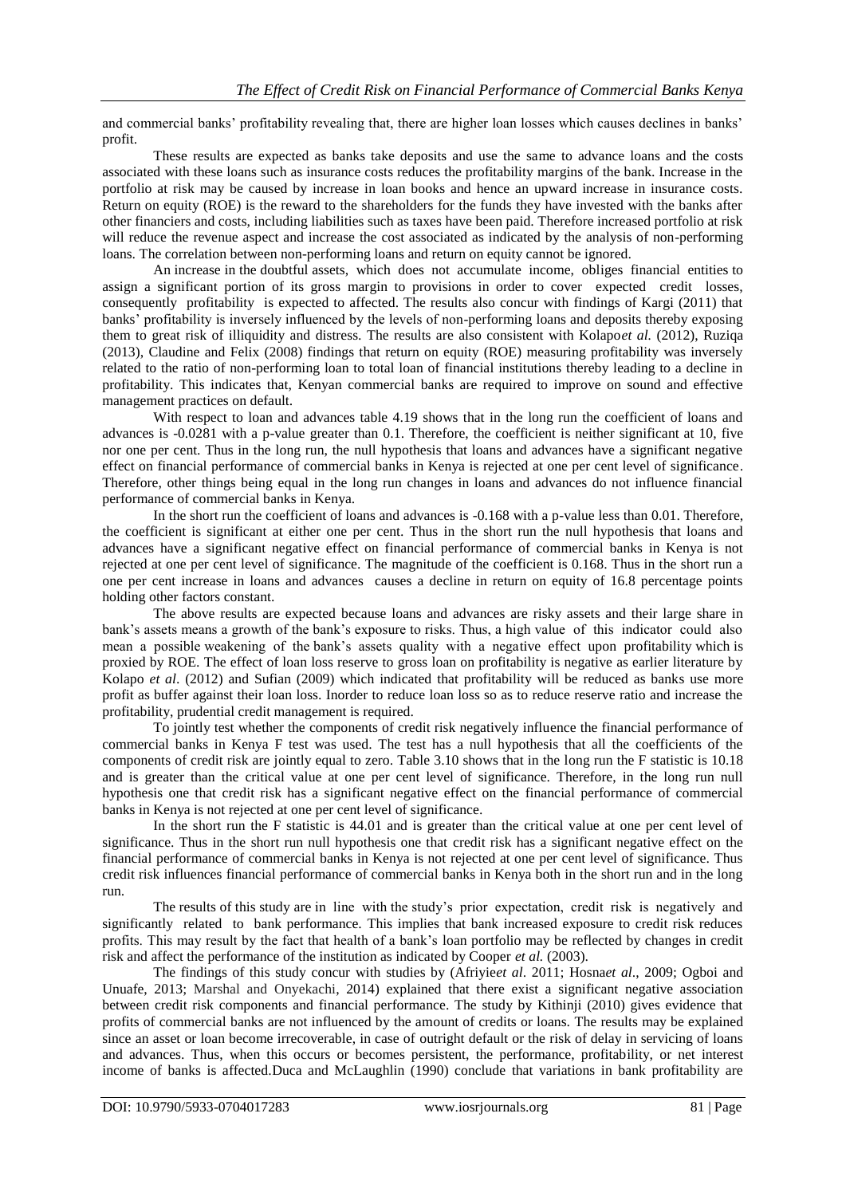and commercial banks' profitability revealing that, there are higher loan losses which causes declines in banks' profit.

These results are expected as banks take deposits and use the same to advance loans and the costs associated with these loans such as insurance costs reduces the profitability margins of the bank. Increase in the portfolio at risk may be caused by increase in loan books and hence an upward increase in insurance costs. Return on equity (ROE) is the reward to the shareholders for the funds they have invested with the banks after other financiers and costs, including liabilities such as taxes have been paid. Therefore increased portfolio at risk will reduce the revenue aspect and increase the cost associated as indicated by the analysis of non-performing loans. The correlation between non-performing loans and return on equity cannot be ignored.

An increase in the doubtful assets, which does not accumulate income, obliges financial entities to assign a significant portion of its gross margin to provisions in order to cover expected credit losses, consequently profitability is expected to affected. The results also concur with findings of Kargi (2011) that banks' profitability is inversely influenced by the levels of non-performing loans and deposits thereby exposing them to great risk of illiquidity and distress. The results are also consistent with Kolapo*et al.* (2012), Ruziqa (2013), Claudine and Felix (2008) findings that return on equity (ROE) measuring profitability was inversely related to the ratio of non-performing loan to total loan of financial institutions thereby leading to a decline in profitability. This indicates that, Kenyan commercial banks are required to improve on sound and effective management practices on default.

With respect to loan and advances table 4.19 shows that in the long run the coefficient of loans and advances is -0.0281 with a p-value greater than 0.1. Therefore, the coefficient is neither significant at 10, five nor one per cent. Thus in the long run, the null hypothesis that loans and advances have a significant negative effect on financial performance of commercial banks in Kenya is rejected at one per cent level of significance. Therefore, other things being equal in the long run changes in loans and advances do not influence financial performance of commercial banks in Kenya.

In the short run the coefficient of loans and advances is -0.168 with a p-value less than 0.01. Therefore, the coefficient is significant at either one per cent. Thus in the short run the null hypothesis that loans and advances have a significant negative effect on financial performance of commercial banks in Kenya is not rejected at one per cent level of significance. The magnitude of the coefficient is 0.168. Thus in the short run a one per cent increase in loans and advances causes a decline in return on equity of 16.8 percentage points holding other factors constant.

The above results are expected because loans and advances are risky assets and their large share in bank's assets means a growth of the bank's exposure to risks. Thus, a high value of this indicator could also mean a possible weakening of the bank's assets quality with a negative effect upon profitability which is proxied by ROE. The effect of loan loss reserve to gross loan on profitability is negative as earlier literature by Kolapo *et al*. (2012) and Sufian (2009) which indicated that profitability will be reduced as banks use more profit as buffer against their loan loss. Inorder to reduce loan loss so as to reduce reserve ratio and increase the profitability, prudential credit management is required.

To jointly test whether the components of credit risk negatively influence the financial performance of commercial banks in Kenya F test was used. The test has a null hypothesis that all the coefficients of the components of credit risk are jointly equal to zero. Table 3.10 shows that in the long run the F statistic is 10.18 and is greater than the critical value at one per cent level of significance. Therefore, in the long run null hypothesis one that credit risk has a significant negative effect on the financial performance of commercial banks in Kenya is not rejected at one per cent level of significance.

In the short run the F statistic is 44.01 and is greater than the critical value at one per cent level of significance. Thus in the short run null hypothesis one that credit risk has a significant negative effect on the financial performance of commercial banks in Kenya is not rejected at one per cent level of significance. Thus credit risk influences financial performance of commercial banks in Kenya both in the short run and in the long run.

The results of this study are in line with the study's prior expectation, credit risk is negatively and significantly related to bank performance. This implies that bank increased exposure to credit risk reduces profits. This may result by the fact that health of a bank's loan portfolio may be reflected by changes in credit risk and affect the performance of the institution as indicated by Cooper *et al.* (2003).

The findings of this study concur with studies by (Afriyie*et al*. 2011; Hosna*et al*., 2009; Ogboi and Unuafe, 2013; Marshal and Onyekachi, 2014) explained that there exist a significant negative association between credit risk components and financial performance. The study by Kithinji (2010) gives evidence that profits of commercial banks are not influenced by the amount of credits or loans. The results may be explained since an asset or loan become irrecoverable, in case of outright default or the risk of delay in servicing of loans and advances. Thus, when this occurs or becomes persistent, the performance, profitability, or net interest income of banks is affected.Duca and McLaughlin (1990) conclude that variations in bank profitability are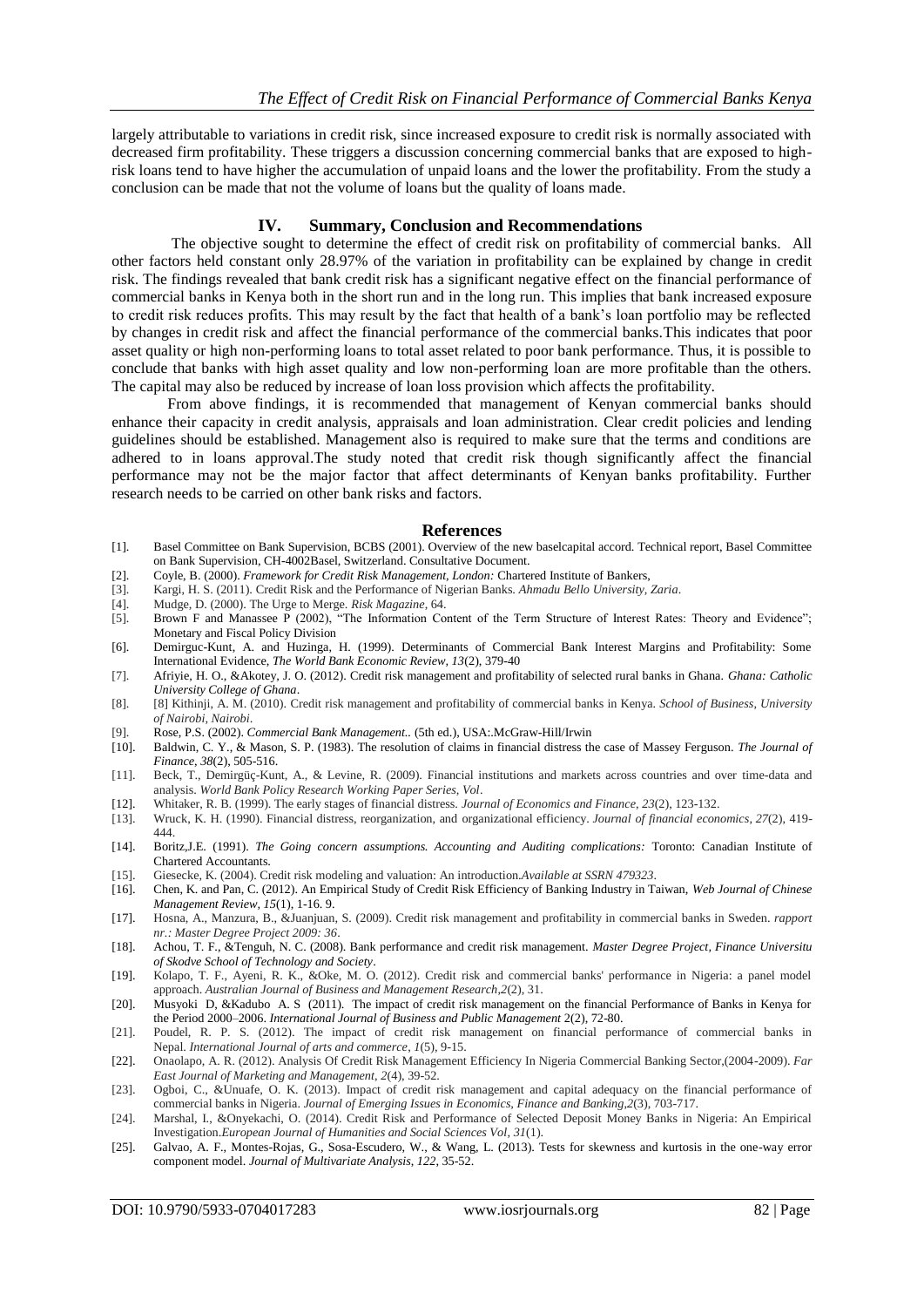largely attributable to variations in credit risk, since increased exposure to credit risk is normally associated with decreased firm profitability. These triggers a discussion concerning commercial banks that are exposed to high-risk loans tend to have higher the accumulation of unpaid loans and the lower the profitability. From the study a conclusion can be made that not the volume of loans but the quality of loans made.

## IV. Summary, Conclusion and Recommendations

The objective sought to determine the effect of credit risk on profitability of commercial banks. All other factors held constant only 28.97% of the variation in profitability can be explained by change in credit risk. The findings revealed that bank credit risk has a significant negative effect on the financial performance of commercial banks in Kenya both in the short run and in the long run. This implies that bank increased exposure to credit risk reduces profits. This may result by the fact that health of a bank's loan portfolio may be reflected by changes in credit risk and affect the financial performance of the commercial banks.This indicates that poor asset quality or high non-performing loans to total asset related to poor bank performance. Thus, it is possible to conclude that banks with high asset quality and low non-performing loan are more profitable than the others. The capital may also be reduced by increase of loan loss provision which affects the profitability.

From above findings, it is recommended that management of Kenyan commercial banks should enhance their capacity in credit analysis, appraisals and loan administration. Clear credit policies and lending guidelines should be established. Management also is required to make sure that the terms and conditions are adhered to in loans approval.The study noted that credit risk though significantly affect the financial performance may not be the major factor that affect determinants of Kenyan banks profitability. Further research needs to be carried on other bank risks and factors.

## References

[1]. Basel Committee on Bank Supervision, BCBS (2001). Overview of the new baselcapital accord. Technical report, Basel Committee on Bank Supervision, CH-4002Basel, Switzerland. Consultative Document.

[2]. Coyle, B. (2000). *Framework for Credit Risk Management, London:* Chartered Institute of Bankers,

[3]. Kargi, H. S. (2011). Credit Risk and the Performance of Nigerian Banks. *Ahmadu Bello University, Zaria*.

[4]. Mudge, D. (2000). The Urge to Merge. *Risk Magazine*, 64.

[5]. Brown F and Manassee P (2002), "The Information Content of the Term Structure of Interest Rates: Theory and Evidence"; Monetary and Fiscal Policy Division

[6]. Demirguc-Kunt, A. and Huzinga, H. (1999). Determinants of Commercial Bank Interest Margins and Profitability: Some International Evidence, *The World Bank Economic Review, 13*(2), 379-40

[7]. Afriyie, H. O., &Akotey, J. O. (2012). Credit risk management and profitability of selected rural banks in Ghana. *Ghana: Catholic University College of Ghana*.

[8]. [8] Kithinji, A. M. (2010). Credit risk management and profitability of commercial banks in Kenya. *School of Business, University of Nairobi, Nairobi*.

[9]. Rose, P.S. (2002). *Commercial Bank Management..* (5th ed.), USA:.McGraw-Hill/Irwin

[10]. Baldwin, C. Y., & Mason, S. P. (1983). The resolution of claims in financial distress the case of Massey Ferguson. *The Journal of Finance*, *38*(2), 505-516.

[11]. Beck, T., Demirgüç-Kunt, A., & Levine, R. (2009). Financial institutions and markets across countries and over time-data and analysis. *World Bank Policy Research Working Paper Series, Vol*.

[12]. Whitaker, R. B. (1999). The early stages of financial distress. *Journal of Economics and Finance*, *23*(2), 123-132.

[13]. Wruck, K. H. (1990). Financial distress, reorganization, and organizational efficiency. *Journal of financial economics*, *27*(2), 419-444.

[14]. Boritz,J.E. (1991). *The Going concern assumptions. Accounting and Auditing complications:* Toronto: Canadian Institute of Chartered Accountants.

[15]. Giesecke, K. (2004). Credit risk modeling and valuation: An introduction.*Available at SSRN 479323*.

[16]. Chen, K. and Pan, C. (2012). An Empirical Study of Credit Risk Efficiency of Banking Industry in Taiwan, *Web Journal of Chinese Management Review*, *15*(1), 1-16. 9.

[17]. Hosna, A., Manzura, B., &Juanjuan, S. (2009). Credit risk management and profitability in commercial banks in Sweden. *rapport nr.: Master Degree Project 2009: 36*.

[18]. Achou, T. F., &Tenguh, N. C. (2008). Bank performance and credit risk management. *Master Degree Project, Finance Universitu of Skodve School of Technology and Society*.

[19]. Kolapo, T. F., Ayeni, R. K., &Oke, M. O. (2012). Credit risk and commercial banks' performance in Nigeria: a panel model approach. *Australian Journal of Business and Management Research*,*2*(2), 31.

[20]. Musyoki D, &Kadubo A. S (2011). The impact of credit risk management on the financial Performance of Banks in Kenya for the Period 2000–2006. *International Journal of Business and Public Management* 2(2), 72-80.

[21]. Poudel, R. P. S. (2012). The impact of credit risk management on financial performance of commercial banks in Nepal. *International Journal of arts and commerce*, *1*(5), 9-15.

[22]. Onaolapo, A. R. (2012). Analysis Of Credit Risk Management Efficiency In Nigeria Commercial Banking Sector,(2004-2009). *Far East Journal of Marketing and Management*, *2*(4), 39-52.

[23]. Ogboi, C., &Unuafe, O. K. (2013). Impact of credit risk management and capital adequacy on the financial performance of commercial banks in Nigeria. *Journal of Emerging Issues in Economics, Finance and Banking*,*2*(3), 703-717.

[24]. Marshal, I., &Onyekachi, O. (2014). Credit Risk and Performance of Selected Deposit Money Banks in Nigeria: An Empirical Investigation.*European Journal of Humanities and Social Sciences Vol*, *31*(1).

[25]. Galvao, A. F., Montes-Rojas, G., Sosa-Escudero, W., & Wang, L. (2013). Tests for skewness and kurtosis in the one-way error component model. *Journal of Multivariate Analysis*, *122*, 35-52.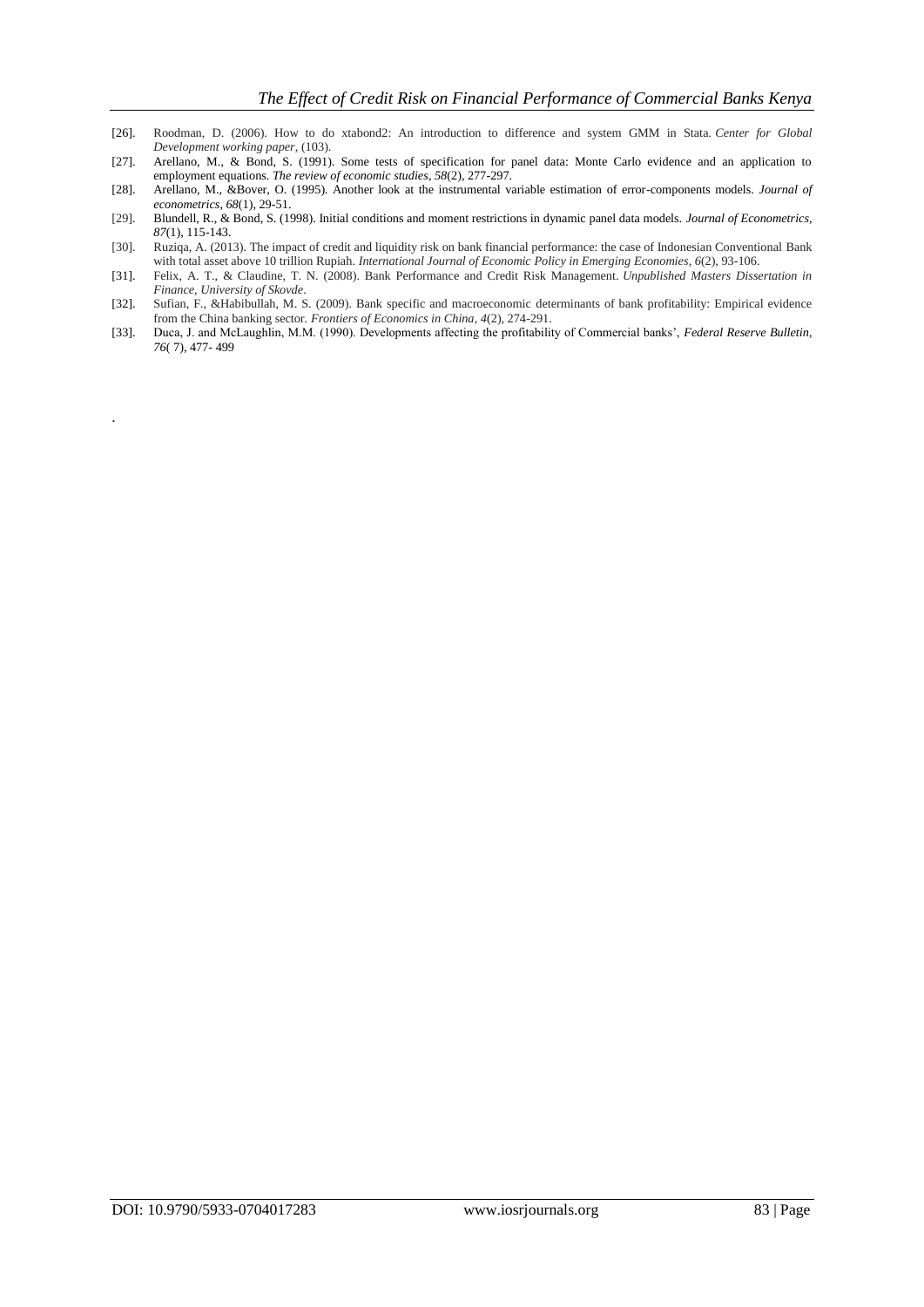[26]. Roodman, D. (2006). How to do xtabond2: An introduction to difference and system GMM in Stata. *Center for Global Development working paper*, (103).

[27]. Arellano, M., & Bond, S. (1991). Some tests of specification for panel data: Monte Carlo evidence and an application to employment equations. *The review of economic studies*, *58*(2), 277-297.

[28]. Arellano, M., &Bover, O. (1995). Another look at the instrumental variable estimation of error-components models. *Journal of econometrics*, *68*(1), 29-51.

[29]. Blundell, R., & Bond, S. (1998). Initial conditions and moment restrictions in dynamic panel data models. *Journal of Econometrics*, *87*(1), 115-143.

[30]. Ruziqa, A. (2013). The impact of credit and liquidity risk on bank financial performance: the case of Indonesian Conventional Bank with total asset above 10 trillion Rupiah. *International Journal of Economic Policy in Emerging Economies*, *6*(2), 93-106.

[31]. Felix, A. T., & Claudine, T. N. (2008). Bank Performance and Credit Risk Management. *Unpublished Masters Dissertation in Finance, University of Skovde*.

[32]. Sufian, F., &Habibullah, M. S. (2009). Bank specific and macroeconomic determinants of bank profitability: Empirical evidence from the China banking sector. *Frontiers of Economics in China*, *4*(2), 274-291.

[33]. Duca, J. and McLaughlin, M.M. (1990). Developments affecting the profitability of Commercial banks', *Federal Reserve Bulletin*, *76*( 7), 477- 499

.